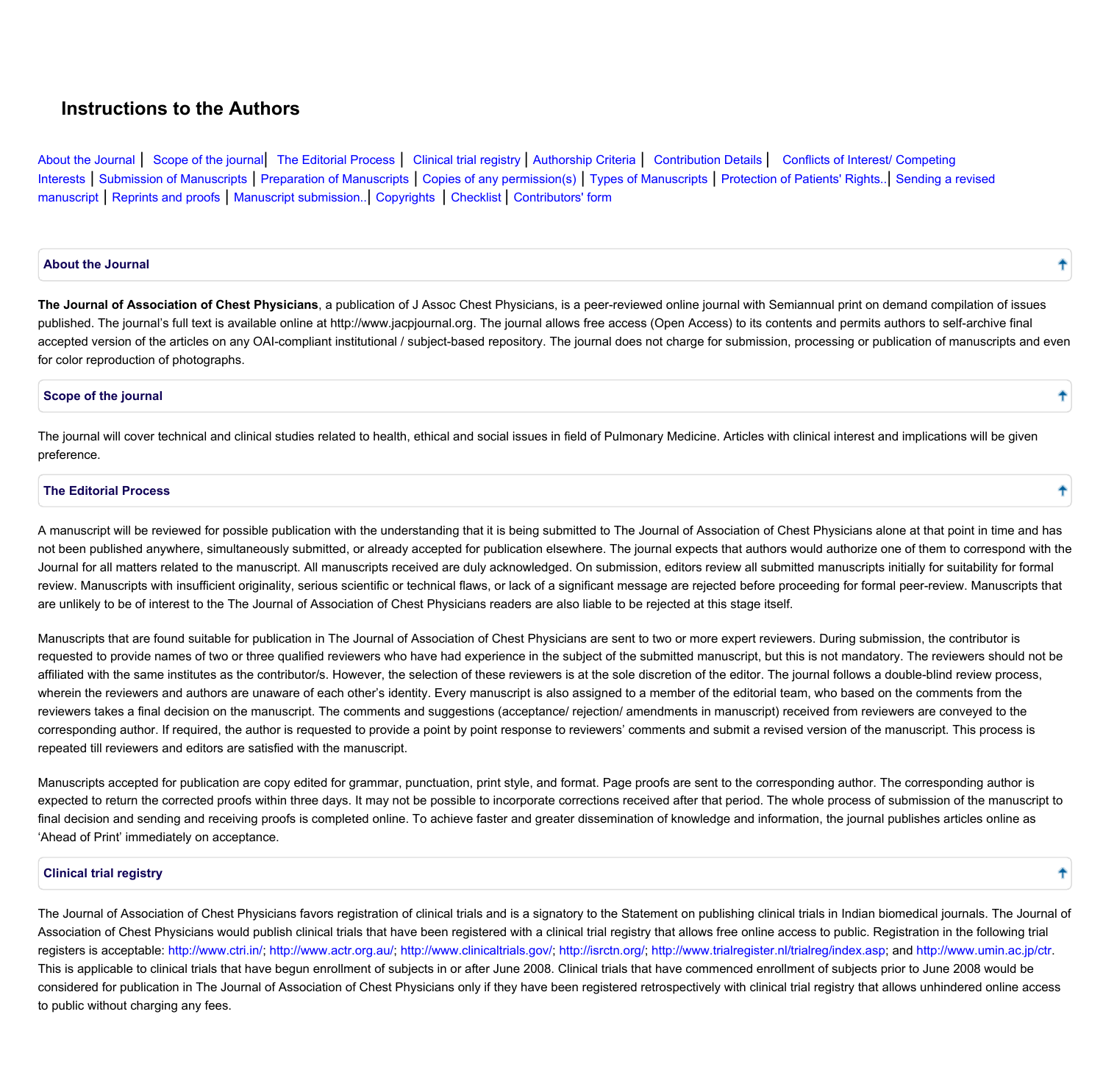# Instructions to the Authors

About the Journal | Scope of the journal | The Editorial Process | Clinical trial registry | Authorship Criteria | Contribution Details | Conflicts of Interest/ Competing Interests | Submission of Manuscripts | Preparation of Manuscripts | Copies of any permission(s) | Types of Manuscripts | Protection of Patients' Rights.. | Sending a revised manuscript | Reprints and proofs | Manuscript submission.. | Copyrights | Checklist | Contributors' form

## About the Journal

**The Journal of Association of Chest Physicians**, a publication of J Assoc Chest Physicians, is a peer-reviewed online journal with Semiannual print on demand compilation of issues published. The journal's full text is available online at http://www.jacpjournal.org. The journal allows free access (Open Access) to its contents and permits authors to self-archive final accepted version of the articles on any OAI-compliant institutional / subject-based repository. The journal does not charge for submission, processing or publication of manuscripts and even for color reproduction of photographs.

## Scope of the journal

The journal will cover technical and clinical studies related to health, ethical and social issues in field of Pulmonary Medicine. Articles with clinical interest and implications will be given preference.

## The Editorial Process

A manuscript will be reviewed for possible publication with the understanding that it is being submitted to The Journal of Association of Chest Physicians alone at that point in time and has not been published anywhere, simultaneously submitted, or already accepted for publication elsewhere. The journal expects that authors would authorize one of them to correspond with the Journal for all matters related to the manuscript. All manuscripts received are duly acknowledged. On submission, editors review all submitted manuscripts initially for suitability for formal review. Manuscripts with insufficient originality, serious scientific or technical flaws, or lack of a significant message are rejected before proceeding for formal peer-review. Manuscripts that are unlikely to be of interest to the The Journal of Association of Chest Physicians readers are also liable to be rejected at this stage itself.

Manuscripts that are found suitable for publication in The Journal of Association of Chest Physicians are sent to two or more expert reviewers. During submission, the contributor is requested to provide names of two or three qualified reviewers who have had experience in the subject of the submitted manuscript, but this is not mandatory. The reviewers should not be affiliated with the same institutes as the contributor/s. However, the selection of these reviewers is at the sole discretion of the editor. The journal follows a double-blind review process, wherein the reviewers and authors are unaware of each other's identity. Every manuscript is also assigned to a member of the editorial team, who based on the comments from the reviewers takes a final decision on the manuscript. The comments and suggestions (acceptance/ rejection/ amendments in manuscript) received from reviewers are conveyed to the corresponding author. If required, the author is requested to provide a point by point response to reviewers' comments and submit a revised version of the manuscript. This process is repeated till reviewers and editors are satisfied with the manuscript.

Manuscripts accepted for publication are copy edited for grammar, punctuation, print style, and format. Page proofs are sent to the corresponding author. The corresponding author is expected to return the corrected proofs within three days. It may not be possible to incorporate corrections received after that period. The whole process of submission of the manuscript to final decision and sending and receiving proofs is completed online. To achieve faster and greater dissemination of knowledge and information, the journal publishes articles online as 'Ahead of Print' immediately on acceptance.

## Clinical trial registry

The Journal of Association of Chest Physicians favors registration of clinical trials and is a signatory to the Statement on publishing clinical trials in Indian biomedical journals. The Journal of Association of Chest Physicians would publish clinical trials that have been registered with a clinical trial registry that allows free online access to public. Registration in the following trial registers is acceptable: http://www.ctri.in/; http://www.actr.org.au/; http://www.clinicaltrials.gov/; http://isrctn.org/; http://www.trialregister.nl/trialreg/index.asp; and http://www.umin.ac.jp/ctr. This is applicable to clinical trials that have begun enrollment of subjects in or after June 2008. Clinical trials that have commenced enrollment of subjects prior to June 2008 would be considered for publication in The Journal of Association of Chest Physicians only if they have been registered retrospectively with clinical trial registry that allows unhindered online access to public without charging any fees.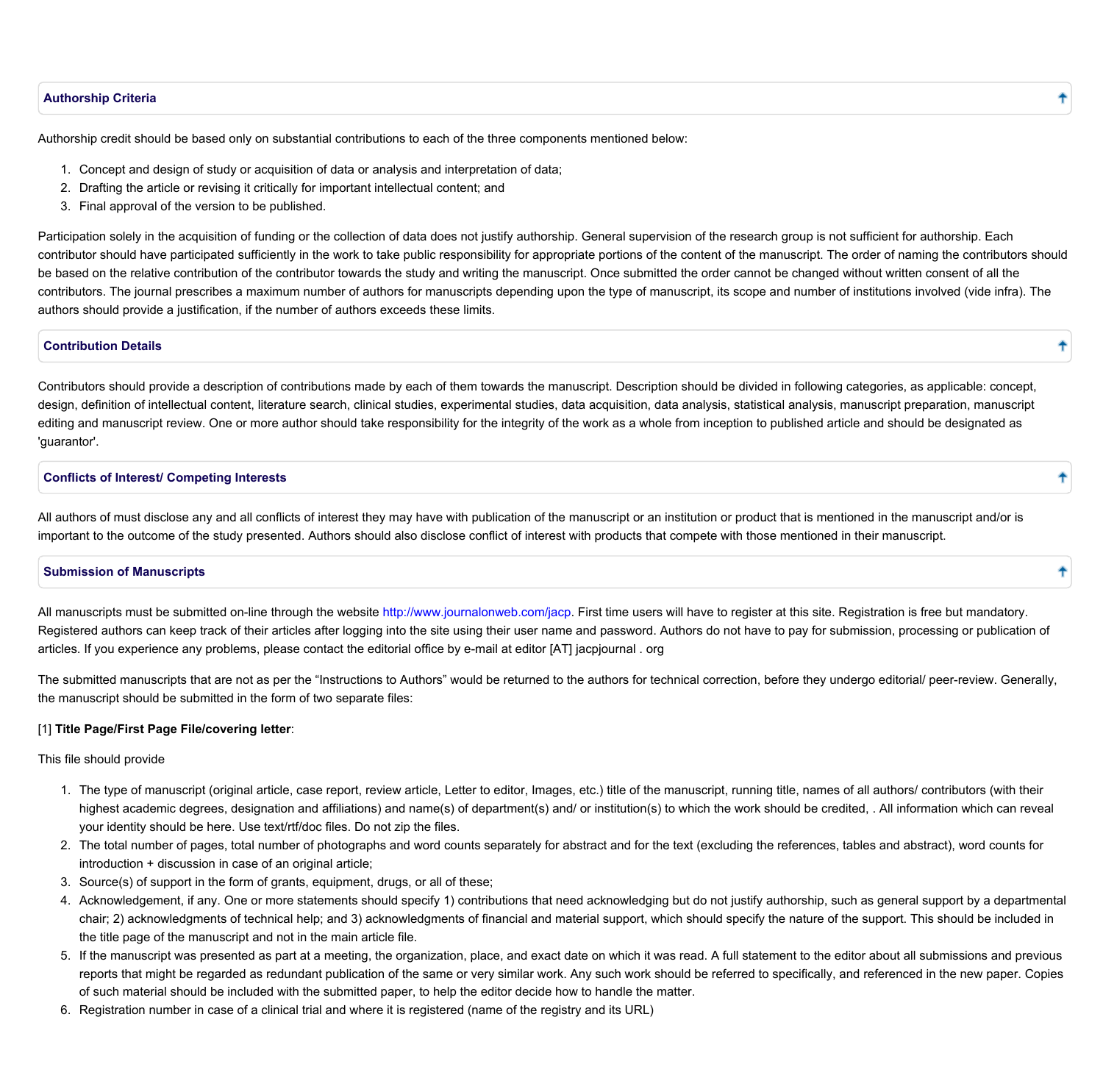## Authorship Criteria

Authorship credit should be based only on substantial contributions to each of the three components mentioned below:

1. Concept and design of study or acquisition of data or analysis and interpretation of data;
2. Drafting the article or revising it critically for important intellectual content; and
3. Final approval of the version to be published.

Participation solely in the acquisition of funding or the collection of data does not justify authorship. General supervision of the research group is not sufficient for authorship. Each contributor should have participated sufficiently in the work to take public responsibility for appropriate portions of the content of the manuscript. The order of naming the contributors should be based on the relative contribution of the contributor towards the study and writing the manuscript. Once submitted the order cannot be changed without written consent of all the contributors. The journal prescribes a maximum number of authors for manuscripts depending upon the type of manuscript, its scope and number of institutions involved (vide infra). The authors should provide a justification, if the number of authors exceeds these limits.

## Contribution Details

Contributors should provide a description of contributions made by each of them towards the manuscript. Description should be divided in following categories, as applicable: concept, design, definition of intellectual content, literature search, clinical studies, experimental studies, data acquisition, data analysis, statistical analysis, manuscript preparation, manuscript editing and manuscript review. One or more author should take responsibility for the integrity of the work as a whole from inception to published article and should be designated as 'guarantor'.

## Conflicts of Interest/ Competing Interests

All authors of must disclose any and all conflicts of interest they may have with publication of the manuscript or an institution or product that is mentioned in the manuscript and/or is important to the outcome of the study presented. Authors should also disclose conflict of interest with products that compete with those mentioned in their manuscript.

## Submission of Manuscripts

All manuscripts must be submitted on-line through the website http://www.journalonweb.com/jacp. First time users will have to register at this site. Registration is free but mandatory. Registered authors can keep track of their articles after logging into the site using their user name and password. Authors do not have to pay for submission, processing or publication of articles. If you experience any problems, please contact the editorial office by e-mail at editor [AT] jacpjournal . org

The submitted manuscripts that are not as per the “Instructions to Authors” would be returned to the authors for technical correction, before they undergo editorial/ peer-review. Generally, the manuscript should be submitted in the form of two separate files:

[1] **Title Page/First Page File/covering letter**:

This file should provide

1. The type of manuscript (original article, case report, review article, Letter to editor, Images, etc.) title of the manuscript, running title, names of all authors/ contributors (with their highest academic degrees, designation and affiliations) and name(s) of department(s) and/ or institution(s) to which the work should be credited, . All information which can reveal your identity should be here. Use text/rtf/doc files. Do not zip the files.
2. The total number of pages, total number of photographs and word counts separately for abstract and for the text (excluding the references, tables and abstract), word counts for introduction + discussion in case of an original article;
3. Source(s) of support in the form of grants, equipment, drugs, or all of these;
4. Acknowledgement, if any. One or more statements should specify 1) contributions that need acknowledging but do not justify authorship, such as general support by a departmental chair; 2) acknowledgments of technical help; and 3) acknowledgments of financial and material support, which should specify the nature of the support. This should be included in the title page of the manuscript and not in the main article file.
5. If the manuscript was presented as part at a meeting, the organization, place, and exact date on which it was read. A full statement to the editor about all submissions and previous reports that might be regarded as redundant publication of the same or very similar work. Any such work should be referred to specifically, and referenced in the new paper. Copies of such material should be included with the submitted paper, to help the editor decide how to handle the matter.
6. Registration number in case of a clinical trial and where it is registered (name of the registry and its URL)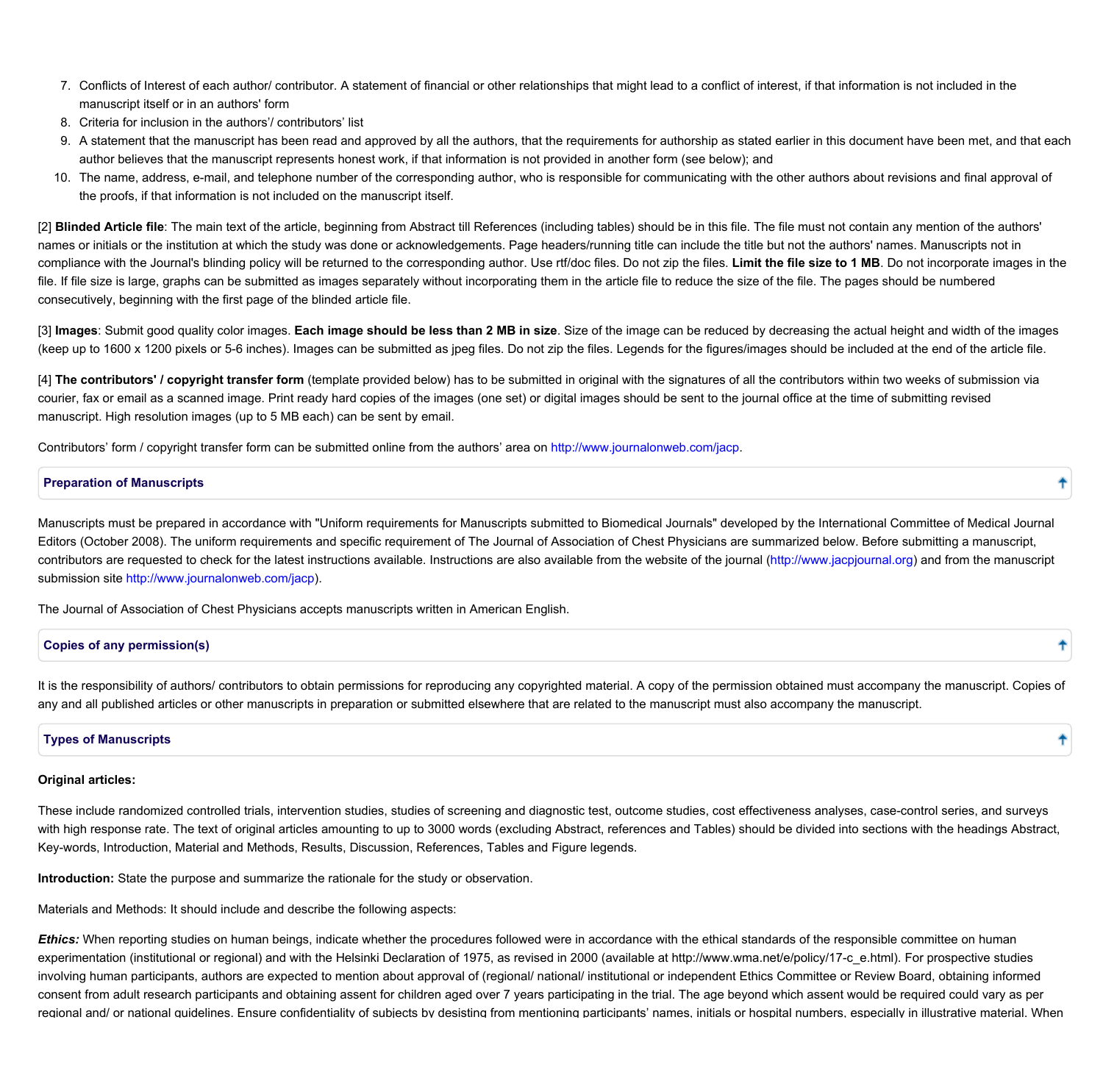7. Conflicts of Interest of each author/ contributor. A statement of financial or other relationships that might lead to a conflict of interest, if that information is not included in the manuscript itself or in an authors' form
8. Criteria for inclusion in the authors'/ contributors' list
9. A statement that the manuscript has been read and approved by all the authors, that the requirements for authorship as stated earlier in this document have been met, and that each author believes that the manuscript represents honest work, if that information is not provided in another form (see below); and
10. The name, address, e-mail, and telephone number of the corresponding author, who is responsible for communicating with the other authors about revisions and final approval of the proofs, if that information is not included on the manuscript itself.

[2] **Blinded Article file**: The main text of the article, beginning from Abstract till References (including tables) should be in this file. The file must not contain any mention of the authors' names or initials or the institution at which the study was done or acknowledgements. Page headers/running title can include the title but not the authors' names. Manuscripts not in compliance with the Journal's blinding policy will be returned to the corresponding author. Use rtf/doc files. Do not zip the files. **Limit the file size to 1 MB**. Do not incorporate images in the file. If file size is large, graphs can be submitted as images separately without incorporating them in the article file to reduce the size of the file. The pages should be numbered consecutively, beginning with the first page of the blinded article file.

[3] **Images**: Submit good quality color images. **Each image should be less than 2 MB in size**. Size of the image can be reduced by decreasing the actual height and width of the images (keep up to 1600 x 1200 pixels or 5-6 inches). Images can be submitted as jpeg files. Do not zip the files. Legends for the figures/images should be included at the end of the article file.

[4] **The contributors' / copyright transfer form** (template provided below) has to be submitted in original with the signatures of all the contributors within two weeks of submission via courier, fax or email as a scanned image. Print ready hard copies of the images (one set) or digital images should be sent to the journal office at the time of submitting revised manuscript. High resolution images (up to 5 MB each) can be sent by email.

Contributors' form / copyright transfer form can be submitted online from the authors' area on http://www.journalonweb.com/jacp.

## Preparation of Manuscripts

Manuscripts must be prepared in accordance with "Uniform requirements for Manuscripts submitted to Biomedical Journals" developed by the International Committee of Medical Journal Editors (October 2008). The uniform requirements and specific requirement of The Journal of Association of Chest Physicians are summarized below. Before submitting a manuscript, contributors are requested to check for the latest instructions available. Instructions are also available from the website of the journal (http://www.jacpjournal.org) and from the manuscript submission site http://www.journalonweb.com/jacp).

The Journal of Association of Chest Physicians accepts manuscripts written in American English.

## Copies of any permission(s)

It is the responsibility of authors/ contributors to obtain permissions for reproducing any copyrighted material. A copy of the permission obtained must accompany the manuscript. Copies of any and all published articles or other manuscripts in preparation or submitted elsewhere that are related to the manuscript must also accompany the manuscript.

## Types of Manuscripts

**Original articles:**

These include randomized controlled trials, intervention studies, studies of screening and diagnostic test, outcome studies, cost effectiveness analyses, case-control series, and surveys with high response rate. The text of original articles amounting to up to 3000 words (excluding Abstract, references and Tables) should be divided into sections with the headings Abstract, Key-words, Introduction, Material and Methods, Results, Discussion, References, Tables and Figure legends.

**Introduction:** State the purpose and summarize the rationale for the study or observation.

Materials and Methods: It should include and describe the following aspects:

***Ethics:*** When reporting studies on human beings, indicate whether the procedures followed were in accordance with the ethical standards of the responsible committee on human experimentation (institutional or regional) and with the Helsinki Declaration of 1975, as revised in 2000 (available at http://www.wma.net/e/policy/17-c_e.html). For prospective studies involving human participants, authors are expected to mention about approval of (regional/ national/ institutional or independent Ethics Committee or Review Board, obtaining informed consent from adult research participants and obtaining assent for children aged over 7 years participating in the trial. The age beyond which assent would be required could vary as per regional and/ or national guidelines. Ensure confidentiality of subjects by desisting from mentioning participants' names, initials or hospital numbers, especially in illustrative material. When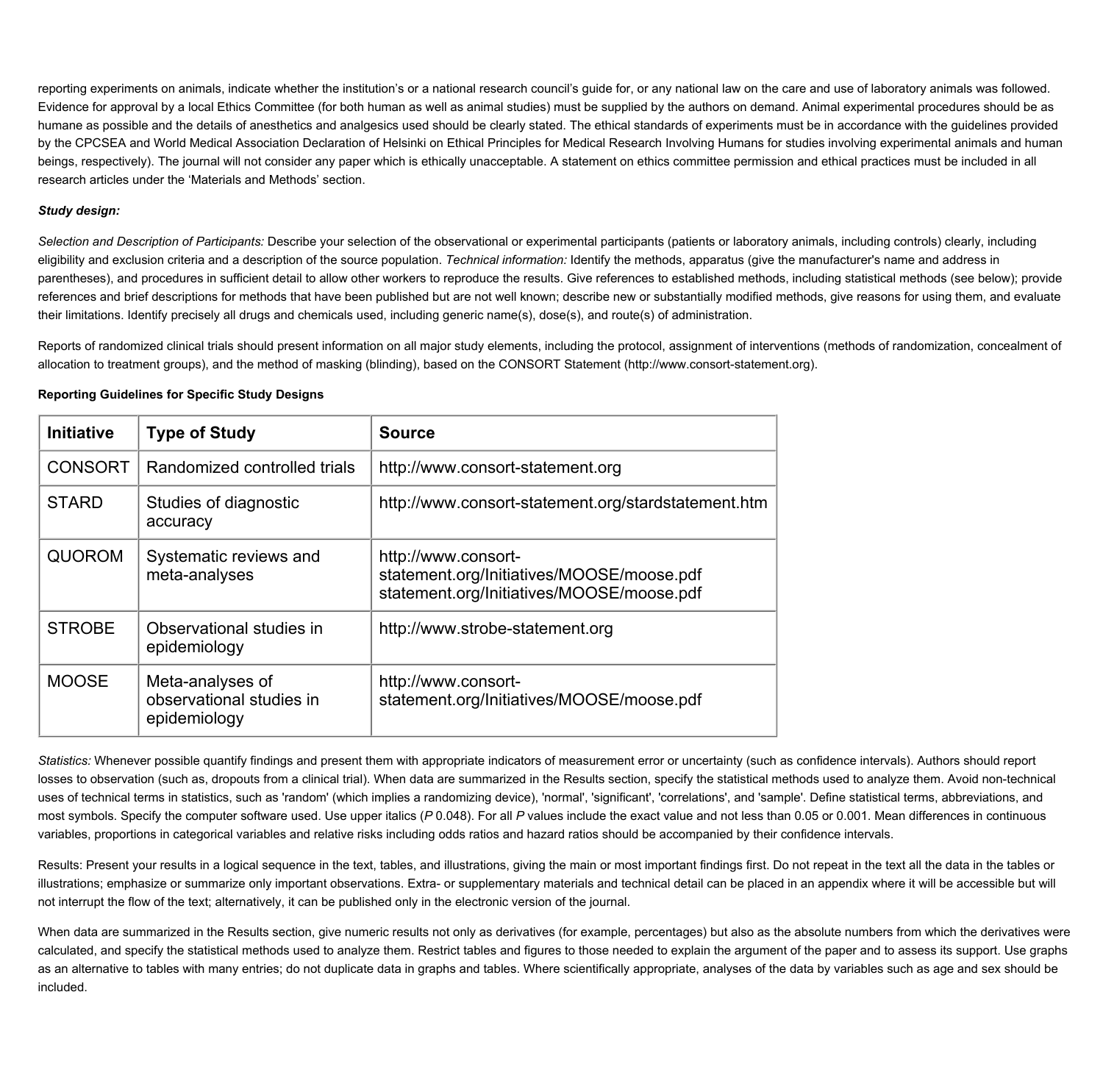reporting experiments on animals, indicate whether the institution's or a national research council's guide for, or any national law on the care and use of laboratory animals was followed. Evidence for approval by a local Ethics Committee (for both human as well as animal studies) must be supplied by the authors on demand. Animal experimental procedures should be as humane as possible and the details of anesthetics and analgesics used should be clearly stated. The ethical standards of experiments must be in accordance with the guidelines provided by the CPCSEA and World Medical Association Declaration of Helsinki on Ethical Principles for Medical Research Involving Humans for studies involving experimental animals and human beings, respectively). The journal will not consider any paper which is ethically unacceptable. A statement on ethics committee permission and ethical practices must be included in all research articles under the 'Materials and Methods' section.

***Study design:***

*Selection and Description of Participants:* Describe your selection of the observational or experimental participants (patients or laboratory animals, including controls) clearly, including eligibility and exclusion criteria and a description of the source population. *Technical information:* Identify the methods, apparatus (give the manufacturer's name and address in parentheses), and procedures in sufficient detail to allow other workers to reproduce the results. Give references to established methods, including statistical methods (see below); provide references and brief descriptions for methods that have been published but are not well known; describe new or substantially modified methods, give reasons for using them, and evaluate their limitations. Identify precisely all drugs and chemicals used, including generic name(s), dose(s), and route(s) of administration.

Reports of randomized clinical trials should present information on all major study elements, including the protocol, assignment of interventions (methods of randomization, concealment of allocation to treatment groups), and the method of masking (blinding), based on the CONSORT Statement (http://www.consort-statement.org).

**Reporting Guidelines for Specific Study Designs**

| Initiative | Type of Study | Source |
|---|---|---|
| CONSORT | Randomized controlled trials | http://www.consort-statement.org |
| STARD | Studies of diagnostic accuracy | http://www.consort-statement.org/stardstatement.htm |
| QUOROM | Systematic reviews and meta-analyses | http://www.consort-statement.org/Initiatives/MOOSE/moose.pdf statement.org/Initiatives/MOOSE/moose.pdf |
| STROBE | Observational studies in epidemiology | http://www.strobe-statement.org |
| MOOSE | Meta-analyses of observational studies in epidemiology | http://www.consort-statement.org/Initiatives/MOOSE/moose.pdf |

*Statistics:* Whenever possible quantify findings and present them with appropriate indicators of measurement error or uncertainty (such as confidence intervals). Authors should report losses to observation (such as, dropouts from a clinical trial). When data are summarized in the Results section, specify the statistical methods used to analyze them. Avoid non-technical uses of technical terms in statistics, such as 'random' (which implies a randomizing device), 'normal', 'significant', 'correlations', and 'sample'. Define statistical terms, abbreviations, and most symbols. Specify the computer software used. Use upper italics (*P* 0.048). For all *P* values include the exact value and not less than 0.05 or 0.001. Mean differences in continuous variables, proportions in categorical variables and relative risks including odds ratios and hazard ratios should be accompanied by their confidence intervals.

Results: Present your results in a logical sequence in the text, tables, and illustrations, giving the main or most important findings first. Do not repeat in the text all the data in the tables or illustrations; emphasize or summarize only important observations. Extra- or supplementary materials and technical detail can be placed in an appendix where it will be accessible but will not interrupt the flow of the text; alternatively, it can be published only in the electronic version of the journal.

When data are summarized in the Results section, give numeric results not only as derivatives (for example, percentages) but also as the absolute numbers from which the derivatives were calculated, and specify the statistical methods used to analyze them. Restrict tables and figures to those needed to explain the argument of the paper and to assess its support. Use graphs as an alternative to tables with many entries; do not duplicate data in graphs and tables. Where scientifically appropriate, analyses of the data by variables such as age and sex should be included.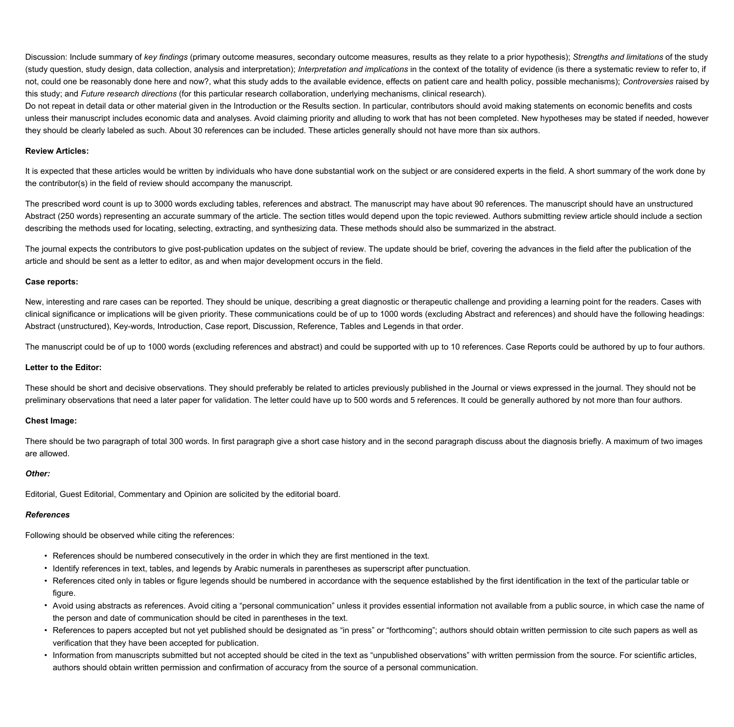Discussion: Include summary of *key findings* (primary outcome measures, secondary outcome measures, results as they relate to a prior hypothesis); *Strengths and limitations* of the study (study question, study design, data collection, analysis and interpretation); *Interpretation and implications* in the context of the totality of evidence (is there a systematic review to refer to, if not, could one be reasonably done here and now?, what this study adds to the available evidence, effects on patient care and health policy, possible mechanisms); *Controversies* raised by this study; and *Future research directions* (for this particular research collaboration, underlying mechanisms, clinical research).
Do not repeat in detail data or other material given in the Introduction or the Results section. In particular, contributors should avoid making statements on economic benefits and costs unless their manuscript includes economic data and analyses. Avoid claiming priority and alluding to work that has not been completed. New hypotheses may be stated if needed, however they should be clearly labeled as such. About 30 references can be included. These articles generally should not have more than six authors.

**Review Articles:**

It is expected that these articles would be written by individuals who have done substantial work on the subject or are considered experts in the field. A short summary of the work done by the contributor(s) in the field of review should accompany the manuscript.

The prescribed word count is up to 3000 words excluding tables, references and abstract. The manuscript may have about 90 references. The manuscript should have an unstructured Abstract (250 words) representing an accurate summary of the article. The section titles would depend upon the topic reviewed. Authors submitting review article should include a section describing the methods used for locating, selecting, extracting, and synthesizing data. These methods should also be summarized in the abstract.

The journal expects the contributors to give post-publication updates on the subject of review. The update should be brief, covering the advances in the field after the publication of the article and should be sent as a letter to editor, as and when major development occurs in the field.

**Case reports:**

New, interesting and rare cases can be reported. They should be unique, describing a great diagnostic or therapeutic challenge and providing a learning point for the readers. Cases with clinical significance or implications will be given priority. These communications could be of up to 1000 words (excluding Abstract and references) and should have the following headings: Abstract (unstructured), Key-words, Introduction, Case report, Discussion, Reference, Tables and Legends in that order.

The manuscript could be of up to 1000 words (excluding references and abstract) and could be supported with up to 10 references. Case Reports could be authored by up to four authors.

**Letter to the Editor:**

These should be short and decisive observations. They should preferably be related to articles previously published in the Journal or views expressed in the journal. They should not be preliminary observations that need a later paper for validation. The letter could have up to 500 words and 5 references. It could be generally authored by not more than four authors.

**Chest Image:**

There should be two paragraph of total 300 words. In first paragraph give a short case history and in the second paragraph discuss about the diagnosis briefly. A maximum of two images are allowed.

***Other:***

Editorial, Guest Editorial, Commentary and Opinion are solicited by the editorial board.

***References***

Following should be observed while citing the references:

- References should be numbered consecutively in the order in which they are first mentioned in the text.
- Identify references in text, tables, and legends by Arabic numerals in parentheses as superscript after punctuation.
- References cited only in tables or figure legends should be numbered in accordance with the sequence established by the first identification in the text of the particular table or figure.
- Avoid using abstracts as references. Avoid citing a "personal communication" unless it provides essential information not available from a public source, in which case the name of the person and date of communication should be cited in parentheses in the text.
- References to papers accepted but not yet published should be designated as "in press" or "forthcoming"; authors should obtain written permission to cite such papers as well as verification that they have been accepted for publication.
- Information from manuscripts submitted but not accepted should be cited in the text as "unpublished observations" with written permission from the source. For scientific articles, authors should obtain written permission and confirmation of accuracy from the source of a personal communication.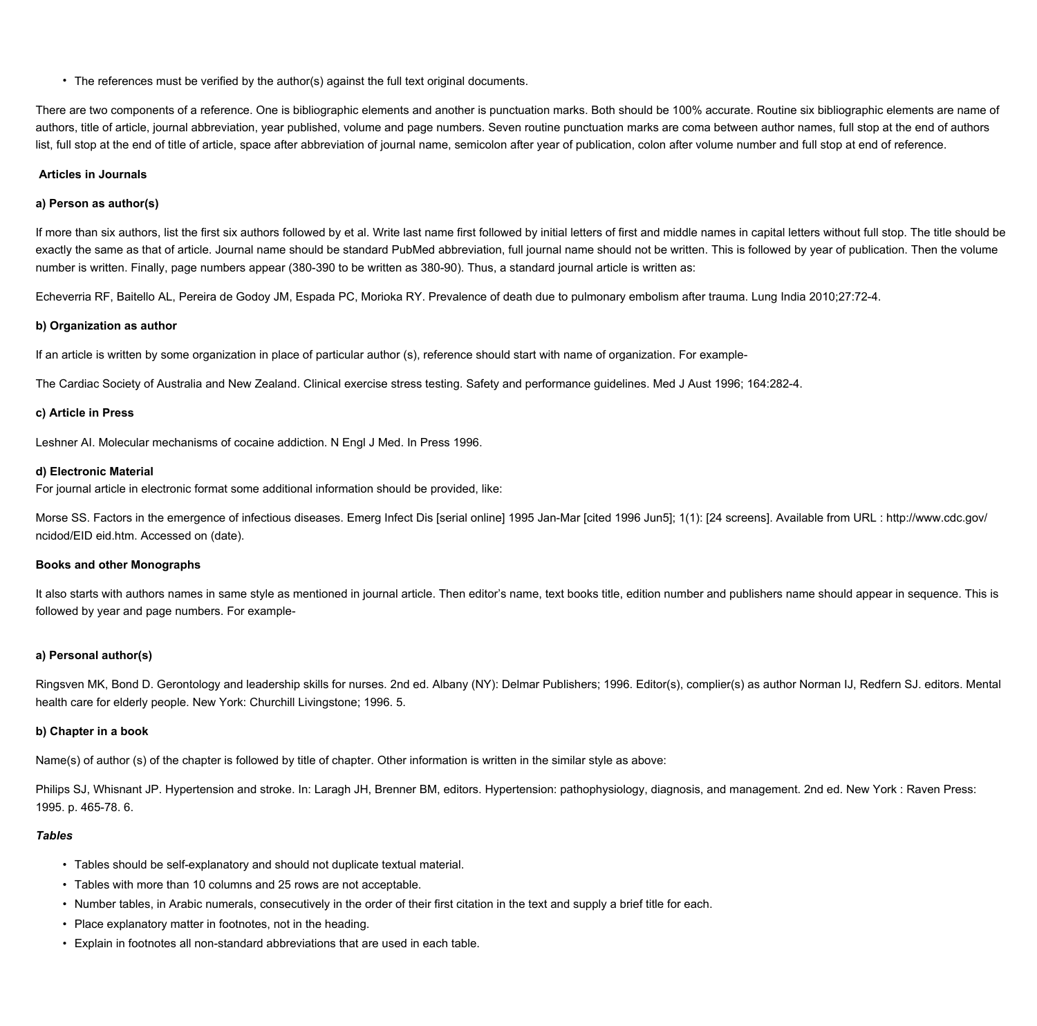- The references must be verified by the author(s) against the full text original documents.

There are two components of a reference. One is bibliographic elements and another is punctuation marks. Both should be 100% accurate. Routine six bibliographic elements are name of authors, title of article, journal abbreviation, year published, volume and page numbers. Seven routine punctuation marks are coma between author names, full stop at the end of authors list, full stop at the end of title of article, space after abbreviation of journal name, semicolon after year of publication, colon after volume number and full stop at end of reference.

**Articles in Journals**

**a) Person as author(s)**

If more than six authors, list the first six authors followed by et al. Write last name first followed by initial letters of first and middle names in capital letters without full stop. The title should be exactly the same as that of article. Journal name should be standard PubMed abbreviation, full journal name should not be written. This is followed by year of publication. Then the volume number is written. Finally, page numbers appear (380-390 to be written as 380-90). Thus, a standard journal article is written as:

Echeverria RF, Baitello AL, Pereira de Godoy JM, Espada PC, Morioka RY. Prevalence of death due to pulmonary embolism after trauma. Lung India 2010;27:72-4.

**b) Organization as author**

If an article is written by some organization in place of particular author (s), reference should start with name of organization. For example-

The Cardiac Society of Australia and New Zealand. Clinical exercise stress testing. Safety and performance guidelines. Med J Aust 1996; 164:282-4.

**c) Article in Press**

Leshner AI. Molecular mechanisms of cocaine addiction. N Engl J Med. In Press 1996.

**d) Electronic Material**

For journal article in electronic format some additional information should be provided, like:

Morse SS. Factors in the emergence of infectious diseases. Emerg Infect Dis [serial online] 1995 Jan-Mar [cited 1996 Jun5]; 1(1): [24 screens]. Available from URL : http://www.cdc.gov/ncidod/EID eid.htm. Accessed on (date).

**Books and other Monographs**

It also starts with authors names in same style as mentioned in journal article. Then editor's name, text books title, edition number and publishers name should appear in sequence. This is followed by year and page numbers. For example-

**a) Personal author(s)**

Ringsven MK, Bond D. Gerontology and leadership skills for nurses. 2nd ed. Albany (NY): Delmar Publishers; 1996. Editor(s), complier(s) as author Norman IJ, Redfern SJ. editors. Mental health care for elderly people. New York: Churchill Livingstone; 1996. 5.

**b) Chapter in a book**

Name(s) of author (s) of the chapter is followed by title of chapter. Other information is written in the similar style as above:

Philips SJ, Whisnant JP. Hypertension and stroke. In: Laragh JH, Brenner BM, editors. Hypertension: pathophysiology, diagnosis, and management. 2nd ed. New York : Raven Press: 1995. p. 465-78. 6.

***Tables***

- Tables should be self-explanatory and should not duplicate textual material.
- Tables with more than 10 columns and 25 rows are not acceptable.
- Number tables, in Arabic numerals, consecutively in the order of their first citation in the text and supply a brief title for each.
- Place explanatory matter in footnotes, not in the heading.
- Explain in footnotes all non-standard abbreviations that are used in each table.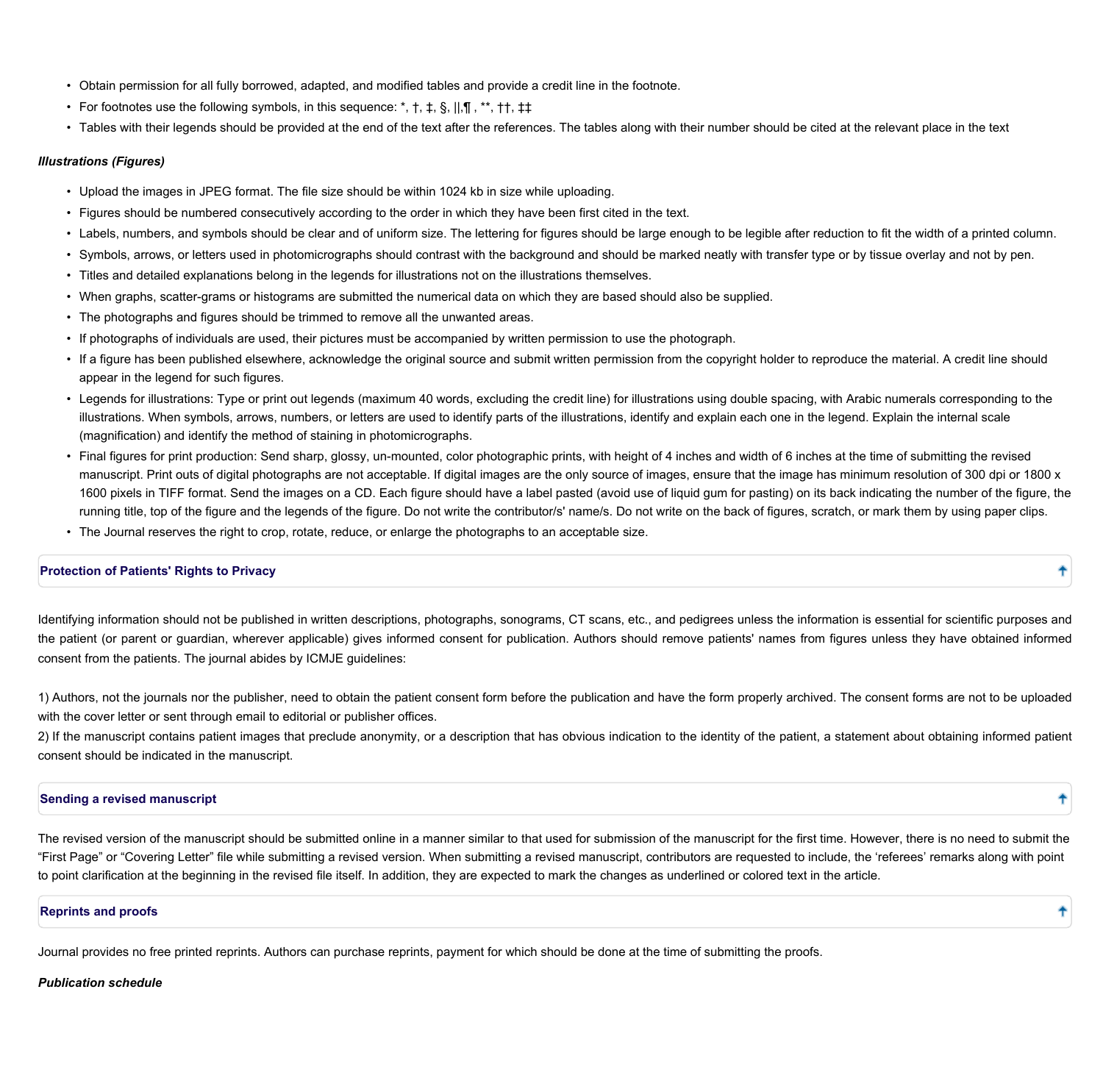- Obtain permission for all fully borrowed, adapted, and modified tables and provide a credit line in the footnote.
- For footnotes use the following symbols, in this sequence: *, †, ‡, §, ||,¶ , **, ††, ‡‡
- Tables with their legends should be provided at the end of the text after the references. The tables along with their number should be cited at the relevant place in the text

***Illustrations (Figures)***

- Upload the images in JPEG format. The file size should be within 1024 kb in size while uploading.
- Figures should be numbered consecutively according to the order in which they have been first cited in the text.
- Labels, numbers, and symbols should be clear and of uniform size. The lettering for figures should be large enough to be legible after reduction to fit the width of a printed column.
- Symbols, arrows, or letters used in photomicrographs should contrast with the background and should be marked neatly with transfer type or by tissue overlay and not by pen.
- Titles and detailed explanations belong in the legends for illustrations not on the illustrations themselves.
- When graphs, scatter-grams or histograms are submitted the numerical data on which they are based should also be supplied.
- The photographs and figures should be trimmed to remove all the unwanted areas.
- If photographs of individuals are used, their pictures must be accompanied by written permission to use the photograph.
- If a figure has been published elsewhere, acknowledge the original source and submit written permission from the copyright holder to reproduce the material. A credit line should appear in the legend for such figures.
- Legends for illustrations: Type or print out legends (maximum 40 words, excluding the credit line) for illustrations using double spacing, with Arabic numerals corresponding to the illustrations. When symbols, arrows, numbers, or letters are used to identify parts of the illustrations, identify and explain each one in the legend. Explain the internal scale (magnification) and identify the method of staining in photomicrographs.
- Final figures for print production: Send sharp, glossy, un-mounted, color photographic prints, with height of 4 inches and width of 6 inches at the time of submitting the revised manuscript. Print outs of digital photographs are not acceptable. If digital images are the only source of images, ensure that the image has minimum resolution of 300 dpi or 1800 x 1600 pixels in TIFF format. Send the images on a CD. Each figure should have a label pasted (avoid use of liquid gum for pasting) on its back indicating the number of the figure, the running title, top of the figure and the legends of the figure. Do not write the contributor/s' name/s. Do not write on the back of figures, scratch, or mark them by using paper clips.
- The Journal reserves the right to crop, rotate, reduce, or enlarge the photographs to an acceptable size.

## Protection of Patients' Rights to Privacy

Identifying information should not be published in written descriptions, photographs, sonograms, CT scans, etc., and pedigrees unless the information is essential for scientific purposes and the patient (or parent or guardian, wherever applicable) gives informed consent for publication. Authors should remove patients' names from figures unless they have obtained informed consent from the patients. The journal abides by ICMJE guidelines:

1) Authors, not the journals nor the publisher, need to obtain the patient consent form before the publication and have the form properly archived. The consent forms are not to be uploaded with the cover letter or sent through email to editorial or publisher offices.
2) If the manuscript contains patient images that preclude anonymity, or a description that has obvious indication to the identity of the patient, a statement about obtaining informed patient consent should be indicated in the manuscript.

## Sending a revised manuscript

The revised version of the manuscript should be submitted online in a manner similar to that used for submission of the manuscript for the first time. However, there is no need to submit the "First Page" or "Covering Letter" file while submitting a revised version. When submitting a revised manuscript, contributors are requested to include, the 'referees' remarks along with point to point clarification at the beginning in the revised file itself. In addition, they are expected to mark the changes as underlined or colored text in the article.

## Reprints and proofs

Journal provides no free printed reprints. Authors can purchase reprints, payment for which should be done at the time of submitting the proofs.

***Publication schedule***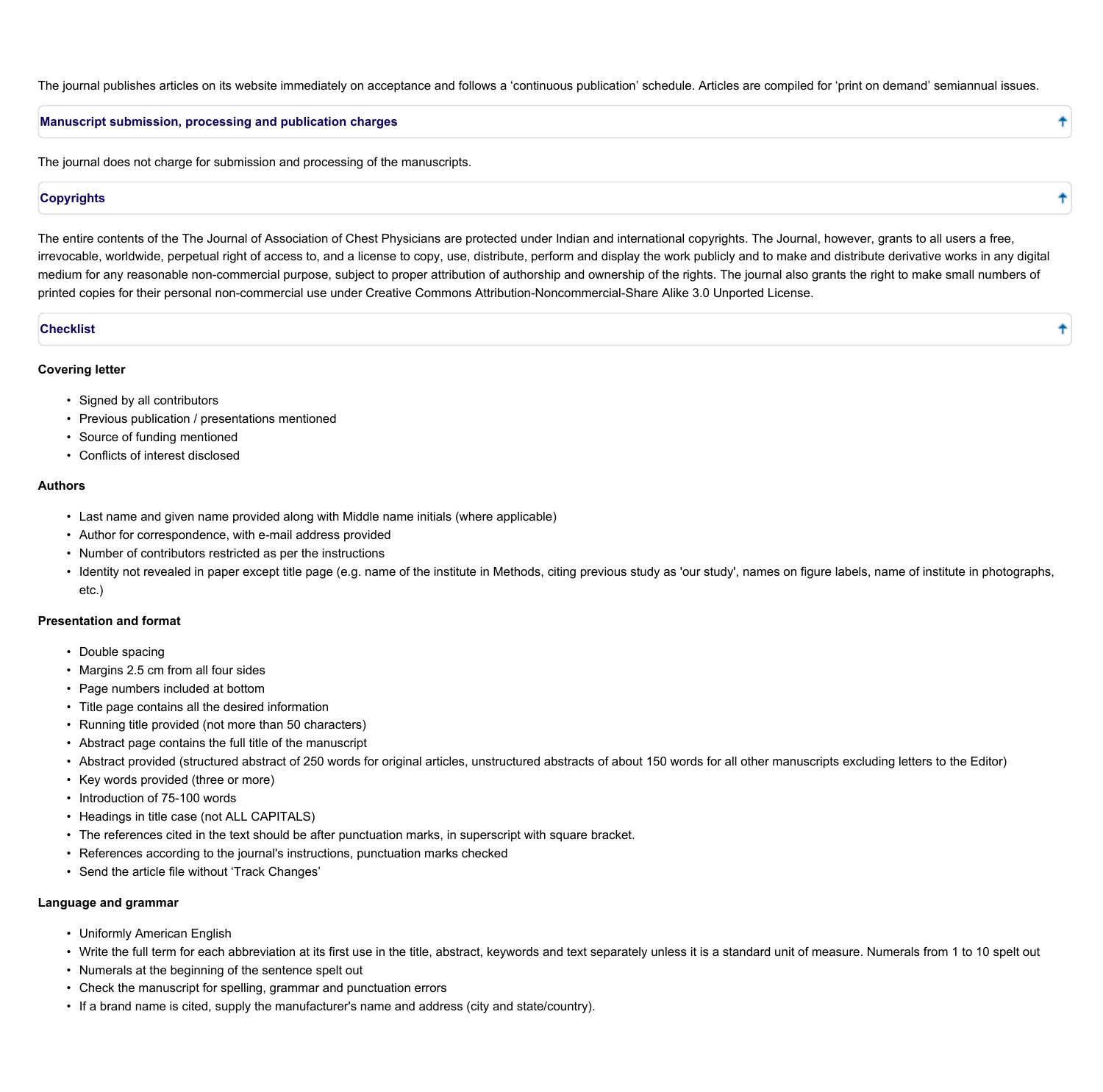The journal publishes articles on its website immediately on acceptance and follows a 'continuous publication' schedule. Articles are compiled for 'print on demand' semiannual issues.

## Manuscript submission, processing and publication charges

The journal does not charge for submission and processing of the manuscripts.

## Copyrights

The entire contents of the The Journal of Association of Chest Physicians are protected under Indian and international copyrights. The Journal, however, grants to all users a free, irrevocable, worldwide, perpetual right of access to, and a license to copy, use, distribute, perform and display the work publicly and to make and distribute derivative works in any digital medium for any reasonable non-commercial purpose, subject to proper attribution of authorship and ownership of the rights. The journal also grants the right to make small numbers of printed copies for their personal non-commercial use under Creative Commons Attribution-Noncommercial-Share Alike 3.0 Unported License.

## Checklist

**Covering letter**

- Signed by all contributors
- Previous publication / presentations mentioned
- Source of funding mentioned
- Conflicts of interest disclosed

**Authors**

- Last name and given name provided along with Middle name initials (where applicable)
- Author for correspondence, with e-mail address provided
- Number of contributors restricted as per the instructions
- Identity not revealed in paper except title page (e.g. name of the institute in Methods, citing previous study as 'our study', names on figure labels, name of institute in photographs, etc.)

**Presentation and format**

- Double spacing
- Margins 2.5 cm from all four sides
- Page numbers included at bottom
- Title page contains all the desired information
- Running title provided (not more than 50 characters)
- Abstract page contains the full title of the manuscript
- Abstract provided (structured abstract of 250 words for original articles, unstructured abstracts of about 150 words for all other manuscripts excluding letters to the Editor)
- Key words provided (three or more)
- Introduction of 75-100 words
- Headings in title case (not ALL CAPITALS)
- The references cited in the text should be after punctuation marks, in superscript with square bracket.
- References according to the journal's instructions, punctuation marks checked
- Send the article file without 'Track Changes'

**Language and grammar**

- Uniformly American English
- Write the full term for each abbreviation at its first use in the title, abstract, keywords and text separately unless it is a standard unit of measure. Numerals from 1 to 10 spelt out
- Numerals at the beginning of the sentence spelt out
- Check the manuscript for spelling, grammar and punctuation errors
- If a brand name is cited, supply the manufacturer's name and address (city and state/country).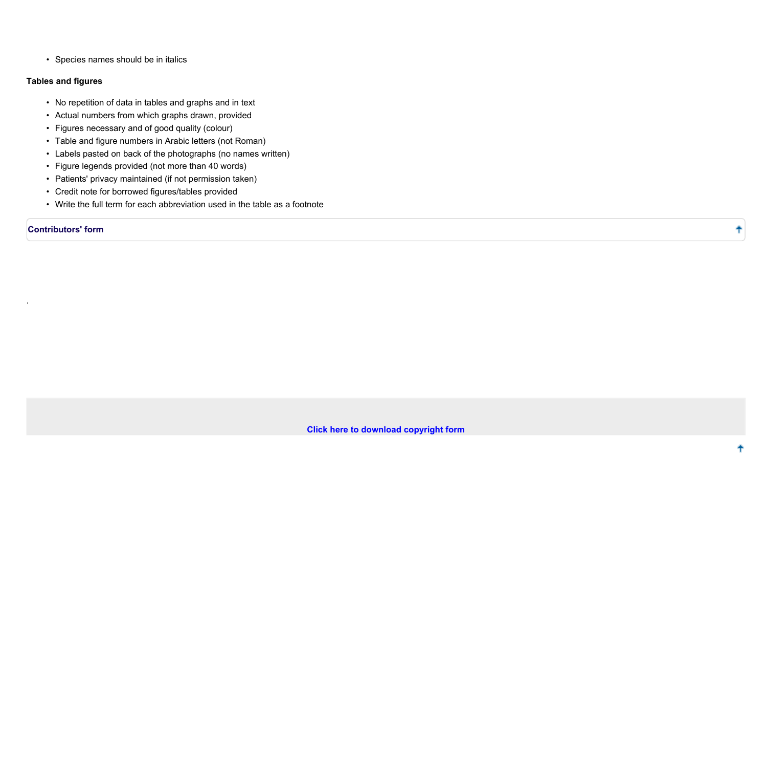- Species names should be in italics

**Tables and figures**

- No repetition of data in tables and graphs and in text
- Actual numbers from which graphs drawn, provided
- Figures necessary and of good quality (colour)
- Table and figure numbers in Arabic letters (not Roman)
- Labels pasted on back of the photographs (no names written)
- Figure legends provided (not more than 40 words)
- Patients' privacy maintained (if not permission taken)
- Credit note for borrowed figures/tables provided
- Write the full term for each abbreviation used in the table as a footnote

**Contributors' form**

.

**Click here to download copyright form**